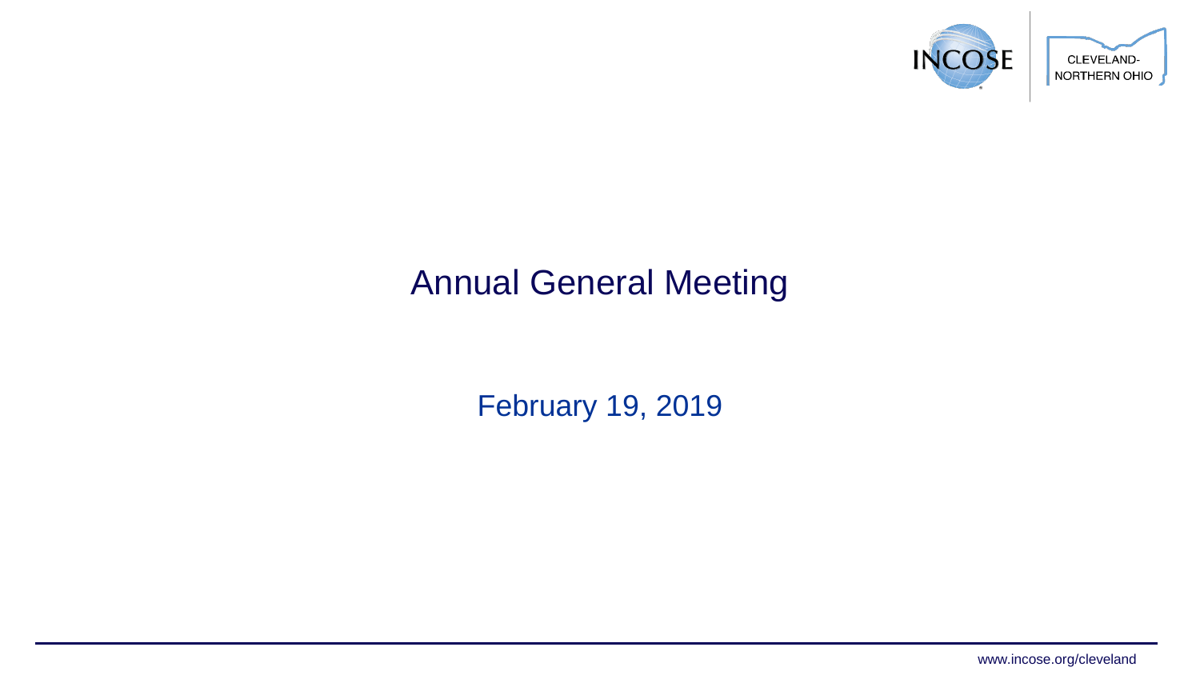# Annual General Meeting

February 19, 2019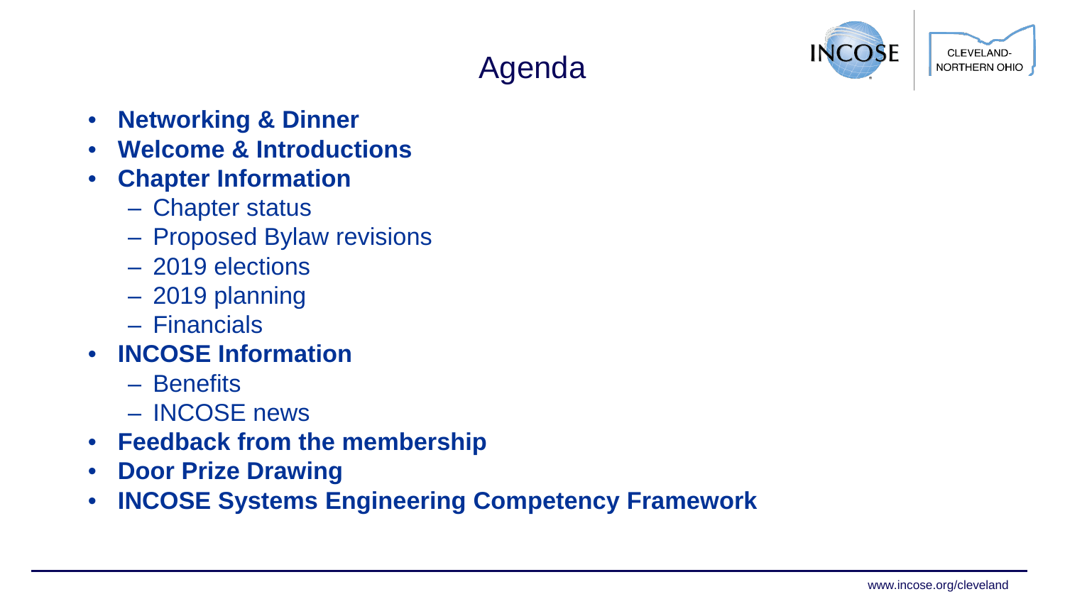# Agenda

- **Networking & Dinner**
- **Welcome & Introductions**
- **Chapter Information**
  - Chapter status
  - Proposed Bylaw revisions
  - 2019 elections
  - 2019 planning
  - Financials
- **INCOSE Information**
  - Benefits
  - INCOSE news
- **Feedback from the membership**
- **Door Prize Drawing**
- **INCOSE Systems Engineering Competency Framework**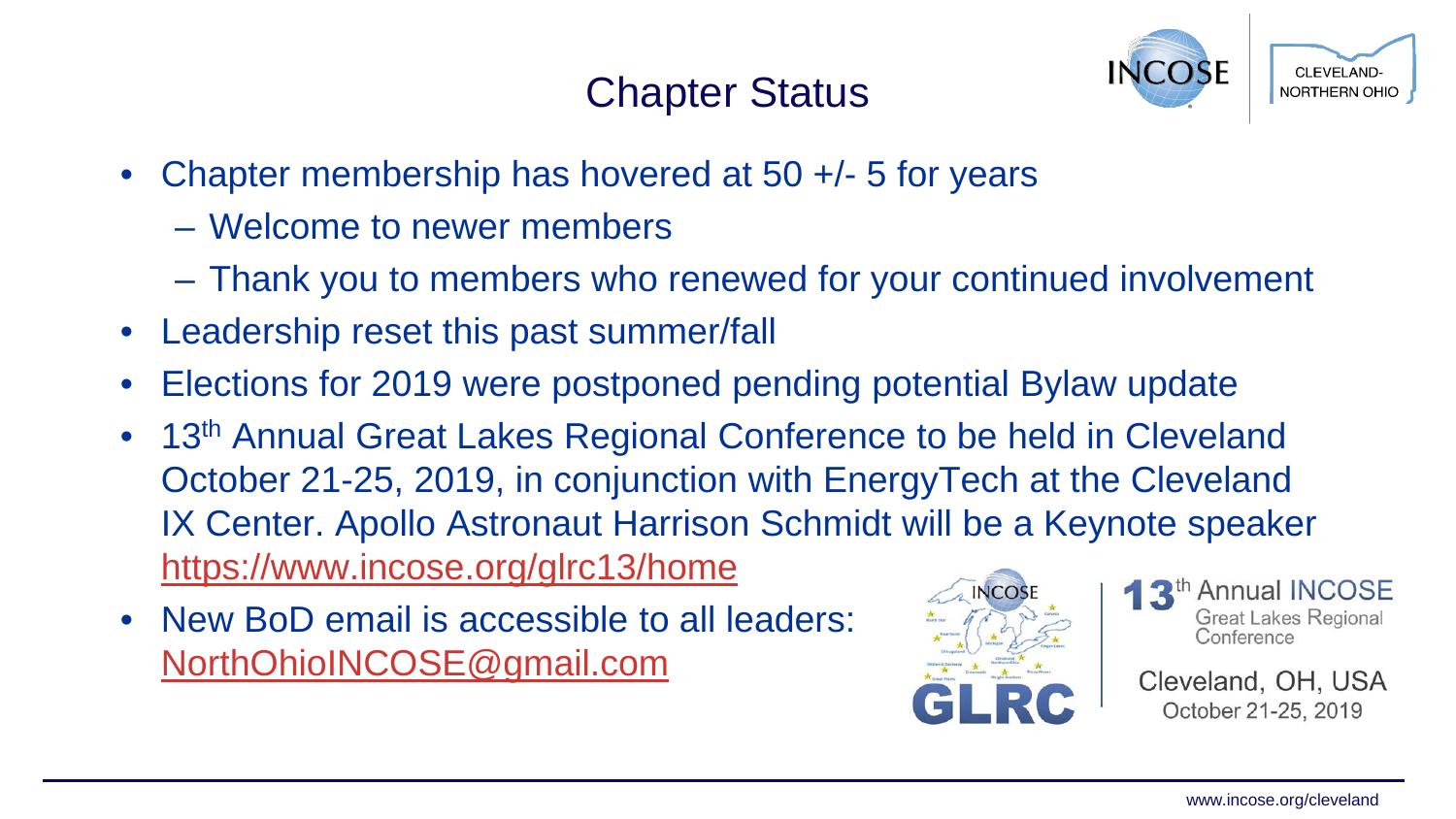# Chapter Status

- Chapter membership has hovered at 50 +/- 5 for years
  - Welcome to newer members
  - Thank you to members who renewed for your continued involvement
- Leadership reset this past summer/fall
- Elections for 2019 were postponed pending potential Bylaw update
- 13th Annual Great Lakes Regional Conference to be held in Cleveland October 21-25, 2019, in conjunction with EnergyTech at the Cleveland IX Center. Apollo Astronaut Harrison Schmidt will be a Keynote speaker https://www.incose.org/glrc13/home
- New BoD email is accessible to all leaders: NorthOhioINCOSE@gmail.com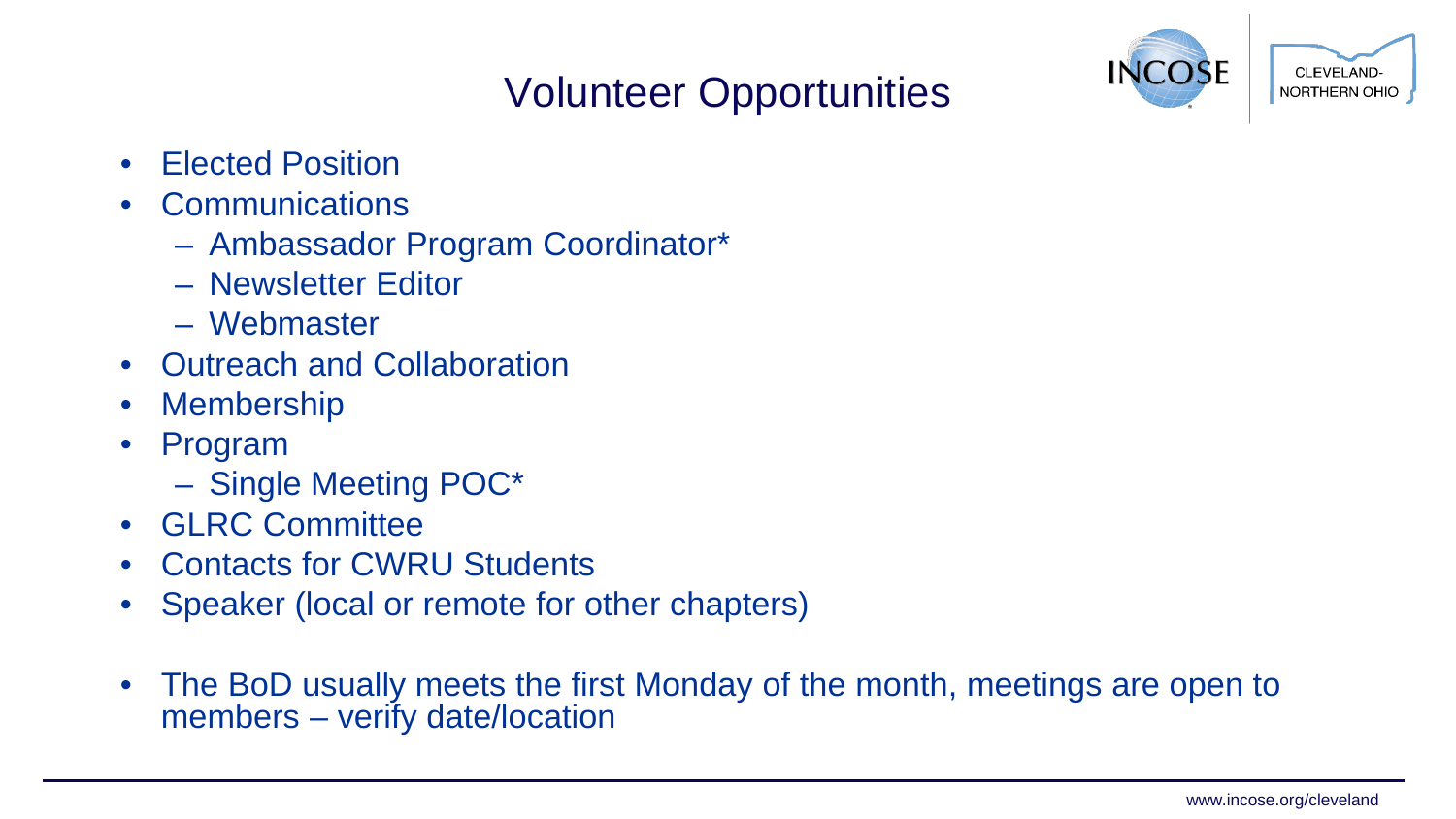# Volunteer Opportunities

- Elected Position
- Communications
  - Ambassador Program Coordinator*
  - Newsletter Editor
  - Webmaster
- Outreach and Collaboration
- Membership
- Program
  - Single Meeting POC*
- GLRC Committee
- Contacts for CWRU Students
- Speaker (local or remote for other chapters)

- The BoD usually meets the first Monday of the month, meetings are open to members – verify date/location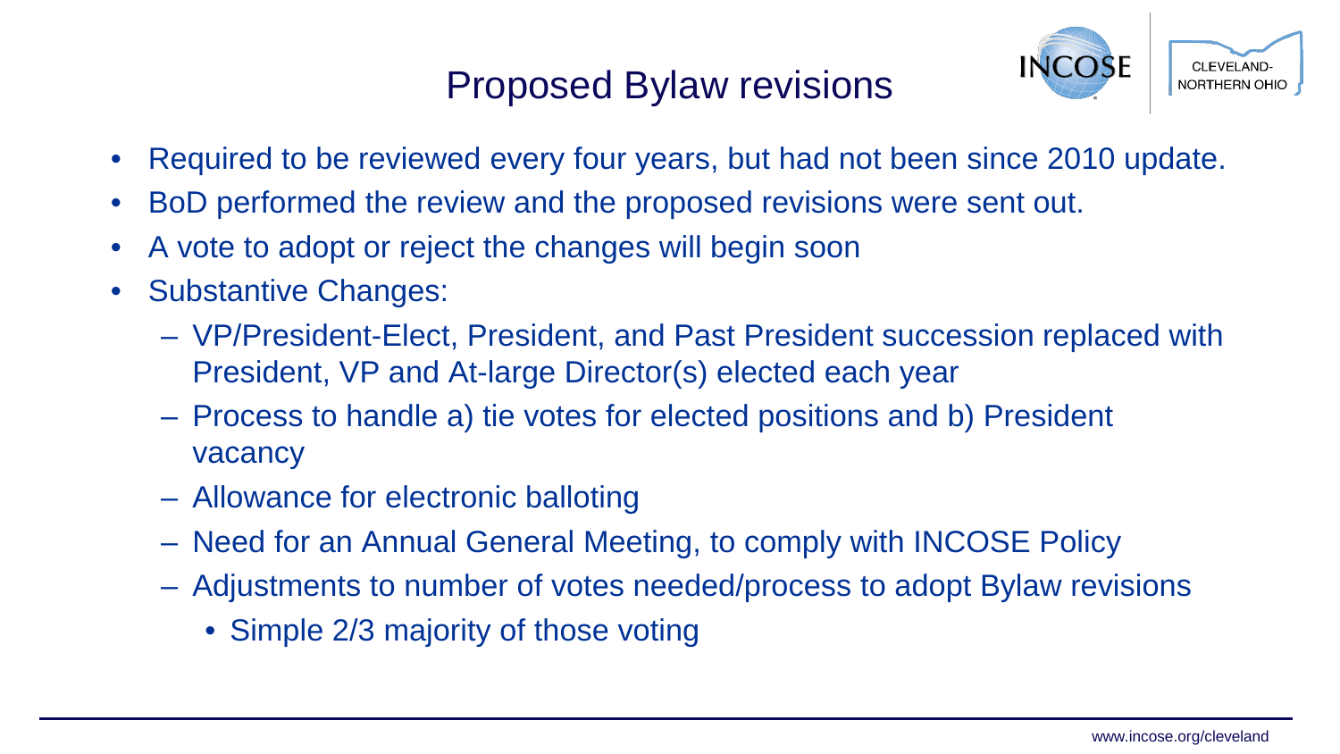# Proposed Bylaw revisions

- Required to be reviewed every four years, but had not been since 2010 update.
- BoD performed the review and the proposed revisions were sent out.
- A vote to adopt or reject the changes will begin soon
- Substantive Changes:
  - VP/President-Elect, President, and Past President succession replaced with President, VP and At-large Director(s) elected each year
  - Process to handle a) tie votes for elected positions and b) President vacancy
  - Allowance for electronic balloting
  - Need for an Annual General Meeting, to comply with INCOSE Policy
  - Adjustments to number of votes needed/process to adopt Bylaw revisions
    - Simple 2/3 majority of those voting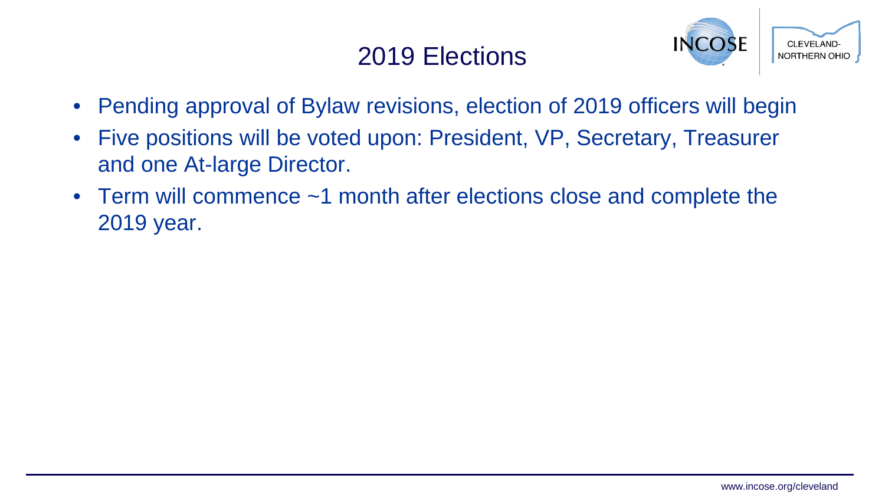# 2019 Elections

- Pending approval of Bylaw revisions, election of 2019 officers will begin
- Five positions will be voted upon: President, VP, Secretary, Treasurer and one At-large Director.
- Term will commence ~1 month after elections close and complete the 2019 year.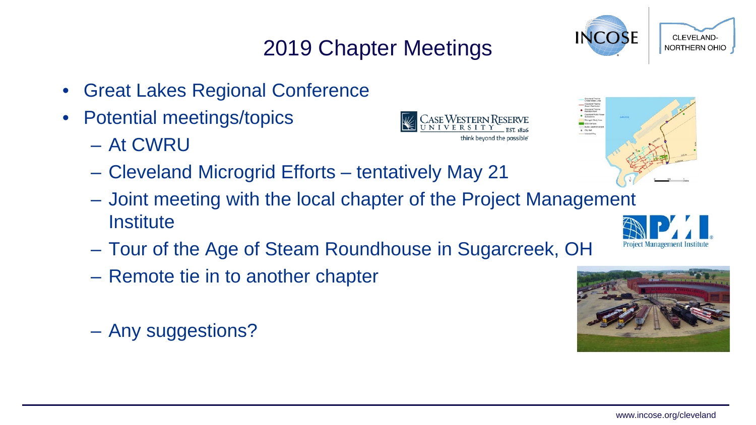# 2019 Chapter Meetings

- Great Lakes Regional Conference
- Potential meetings/topics
  - At CWRU
  - Cleveland Microgrid Efforts – tentatively May 21
  - Joint meeting with the local chapter of the Project Management Institute
  - Tour of the Age of Steam Roundhouse in Sugarcreek, OH
  - Remote tie in to another chapter
  - Any suggestions?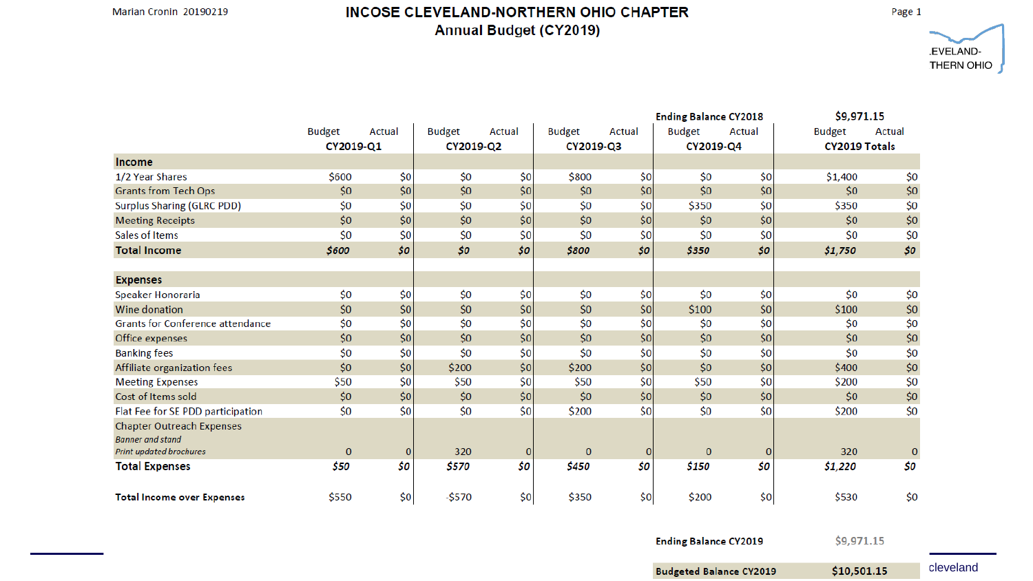Marian Cronin 20190219

# INCOSE CLEVELAND-NORTHERN OHIO CHAPTER

## Annual Budget (CY2019)

.EVELAND-
THERN OHIO

| | CY2019-Q1 | | CY2019-Q2 | | CY2019-Q3 | | CY2019-Q4 | | CY2019 Totals | |
|---|---|---|---|---|---|---|---|---|---|---|
| | | | | | | | **Ending Balance CY2018** | | **$9,971.15** | |
| | Budget | Actual | Budget | Actual | Budget | Actual | Budget | Actual | Budget | Actual |
| **Income** | | | | | | | | | | |
| 1/2 Year Shares | $600 | $0 | $0 | $0 | $800 | $0 | $0 | $0 | $1,400 | $0 |
| Grants from Tech Ops | $0 | $0 | $0 | $0 | $0 | $0 | $0 | $0 | $0 | $0 |
| Surplus Sharing (GLRC PDD) | $0 | $0 | $0 | $0 | $0 | $0 | $350 | $0 | $350 | $0 |
| Meeting Receipts | $0 | $0 | $0 | $0 | $0 | $0 | $0 | $0 | $0 | $0 |
| Sales of Items | $0 | $0 | $0 | $0 | $0 | $0 | $0 | $0 | $0 | $0 |
| **Total Income** | ***$600*** | ***$0*** | ***$0*** | ***$0*** | ***$800*** | ***$0*** | ***$350*** | ***$0*** | ***$1,750*** | ***$0*** |
| **Expenses** | | | | | | | | | | |
| Speaker Honoraria | $0 | $0 | $0 | $0 | $0 | $0 | $0 | $0 | $0 | $0 |
| Wine donation | $0 | $0 | $0 | $0 | $0 | $0 | $100 | $0 | $100 | $0 |
| Grants for Conference attendance | $0 | $0 | $0 | $0 | $0 | $0 | $0 | $0 | $0 | $0 |
| Office expenses | $0 | $0 | $0 | $0 | $0 | $0 | $0 | $0 | $0 | $0 |
| Banking fees | $0 | $0 | $0 | $0 | $0 | $0 | $0 | $0 | $0 | $0 |
| Affiliate organization fees | $0 | $0 | $200 | $0 | $200 | $0 | $0 | $0 | $400 | $0 |
| Meeting Expenses | $50 | $0 | $50 | $0 | $50 | $0 | $50 | $0 | $200 | $0 |
| Cost of Items sold | $0 | $0 | $0 | $0 | $0 | $0 | $0 | $0 | $0 | $0 |
| Flat Fee for SE PDD participation | $0 | $0 | $0 | $0 | $200 | $0 | $0 | $0 | $200 | $0 |
| Chapter Outreach Expenses *Banner and stand* *Print updated brochures* | 0 | 0 | 320 | 0 | 0 | 0 | 0 | 0 | 320 | 0 |
| **Total Expenses** | ***$50*** | ***$0*** | ***$570*** | ***$0*** | ***$450*** | ***$0*** | ***$150*** | ***$0*** | ***$1,220*** | ***$0*** |
| **Total Income over Expenses** | $550 | $0 | -$570 | $0 | $350 | $0 | $200 | $0 | $530 | $0 |

| | |
|---|---|
| **Ending Balance CY2019** | $9,971.15 |
| **Budgeted Balance CY2019** | **$10,501.15** |

cleveland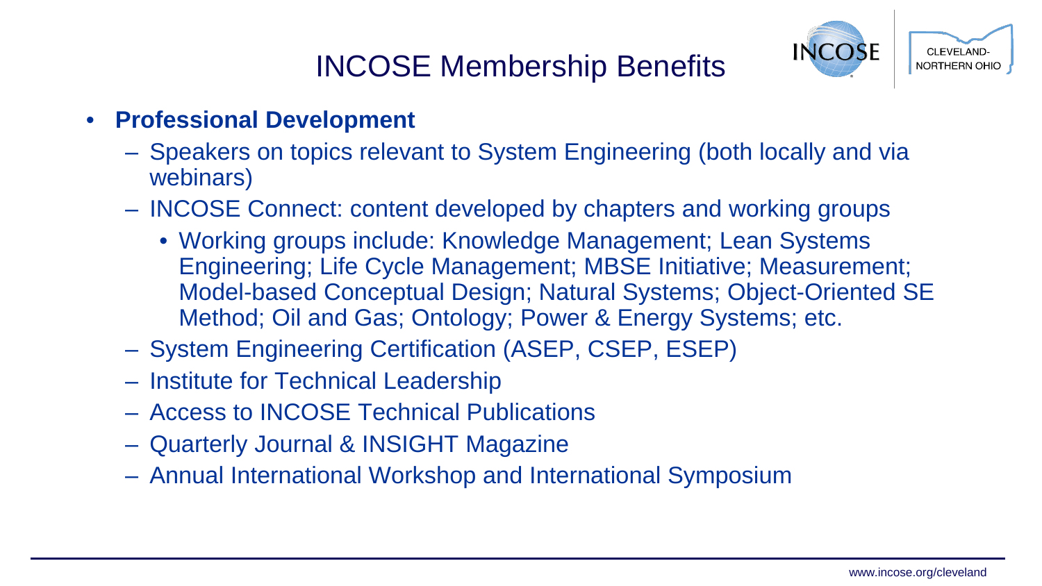# INCOSE Membership Benefits

- **Professional Development**
  - Speakers on topics relevant to System Engineering (both locally and via webinars)
  - INCOSE Connect: content developed by chapters and working groups
    - Working groups include: Knowledge Management; Lean Systems Engineering; Life Cycle Management; MBSE Initiative; Measurement; Model-based Conceptual Design; Natural Systems; Object-Oriented SE Method; Oil and Gas; Ontology; Power & Energy Systems; etc.
  - System Engineering Certification (ASEP, CSEP, ESEP)
  - Institute for Technical Leadership
  - Access to INCOSE Technical Publications
  - Quarterly Journal & INSIGHT Magazine
  - Annual International Workshop and International Symposium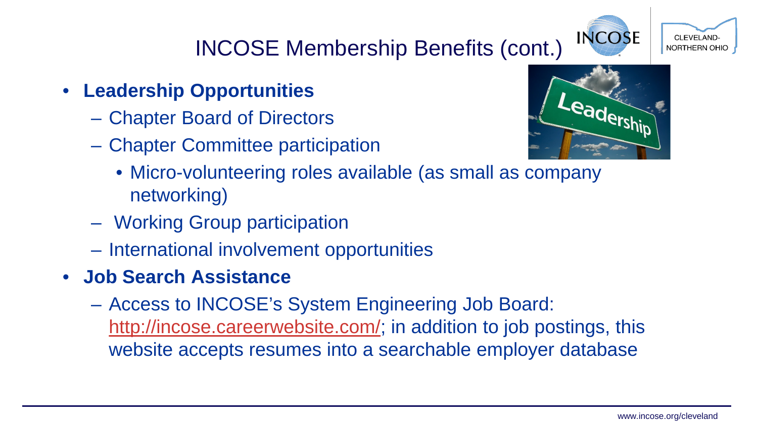# INCOSE Membership Benefits (cont.)

- **Leadership Opportunities**
  - Chapter Board of Directors
  - Chapter Committee participation
    - Micro-volunteering roles available (as small as company networking)
  - Working Group participation
  - International involvement opportunities
- **Job Search Assistance**
  - Access to INCOSE's System Engineering Job Board: http://incose.careerwebsite.com/; in addition to job postings, this website accepts resumes into a searchable employer database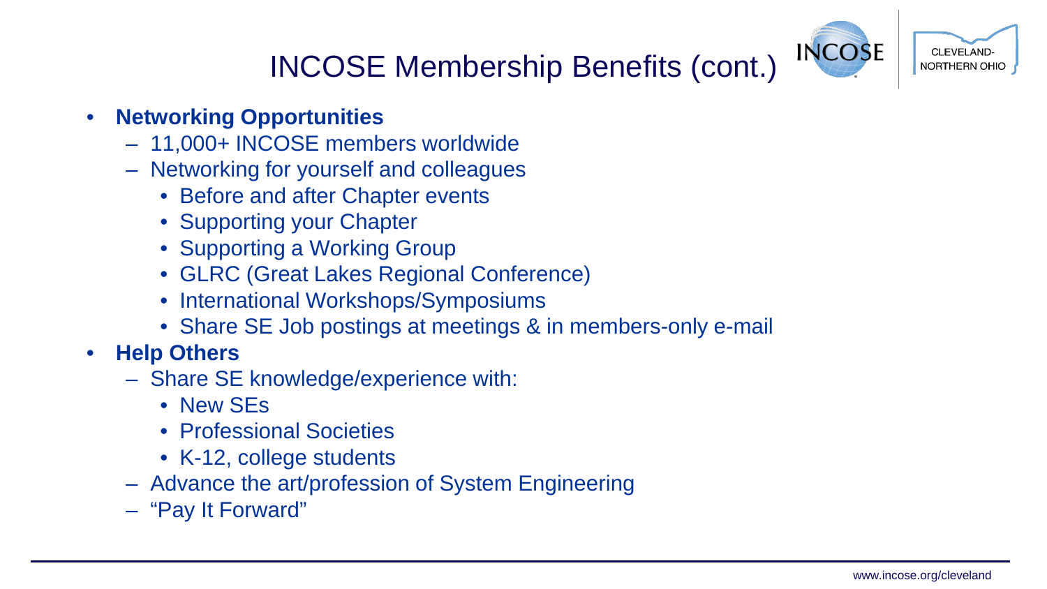# INCOSE Membership Benefits (cont.)

- **Networking Opportunities**
  - 11,000+ INCOSE members worldwide
  - Networking for yourself and colleagues
    - Before and after Chapter events
    - Supporting your Chapter
    - Supporting a Working Group
    - GLRC (Great Lakes Regional Conference)
    - International Workshops/Symposiums
    - Share SE Job postings at meetings & in members-only e-mail
- **Help Others**
  - Share SE knowledge/experience with:
    - New SEs
    - Professional Societies
    - K-12, college students
  - Advance the art/profession of System Engineering
  - "Pay It Forward"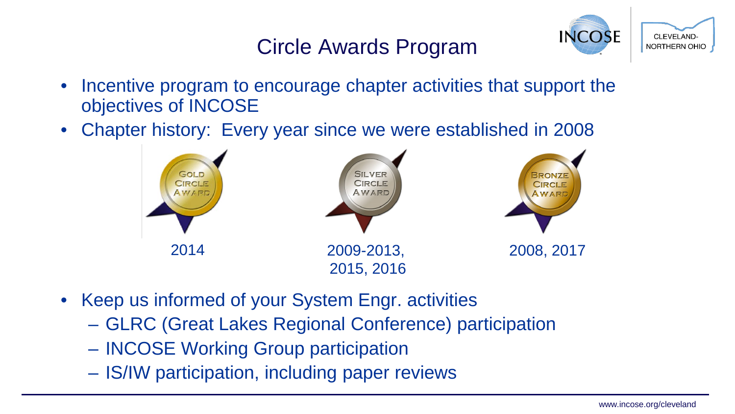# Circle Awards Program

- Incentive program to encourage chapter activities that support the objectives of INCOSE
- Chapter history: Every year since we were established in 2008

| Gold Circle Award | Silver Circle Award | Bronze Circle Award |
| --- | --- | --- |
| 2014 | 2009-2013, 2015, 2016 | 2008, 2017 |

- Keep us informed of your System Engr. activities
  - GLRC (Great Lakes Regional Conference) participation
  - INCOSE Working Group participation
  - IS/IW participation, including paper reviews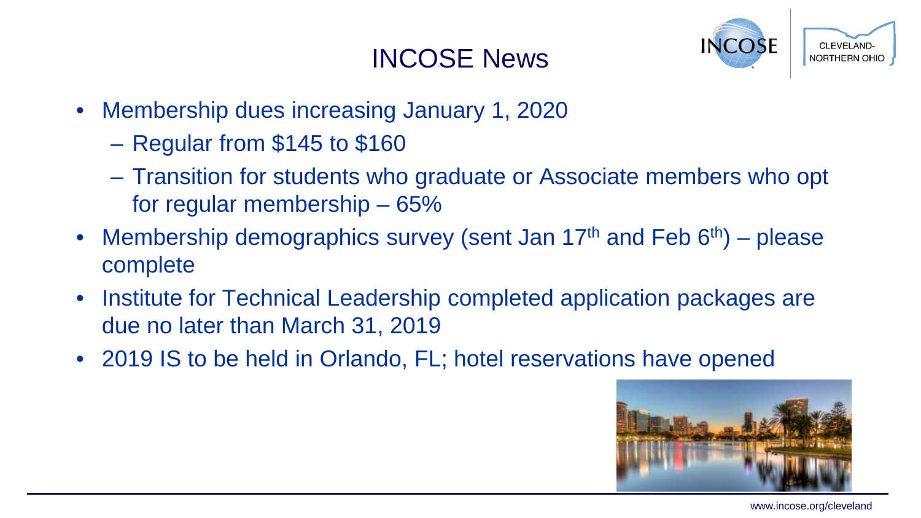# INCOSE News

- Membership dues increasing January 1, 2020
  - Regular from $145 to $160
  - Transition for students who graduate or Associate members who opt for regular membership – 65%
- Membership demographics survey (sent Jan 17th and Feb 6th) – please complete
- Institute for Technical Leadership completed application packages are due no later than March 31, 2019
- 2019 IS to be held in Orlando, FL; hotel reservations have opened

www.incose.org/cleveland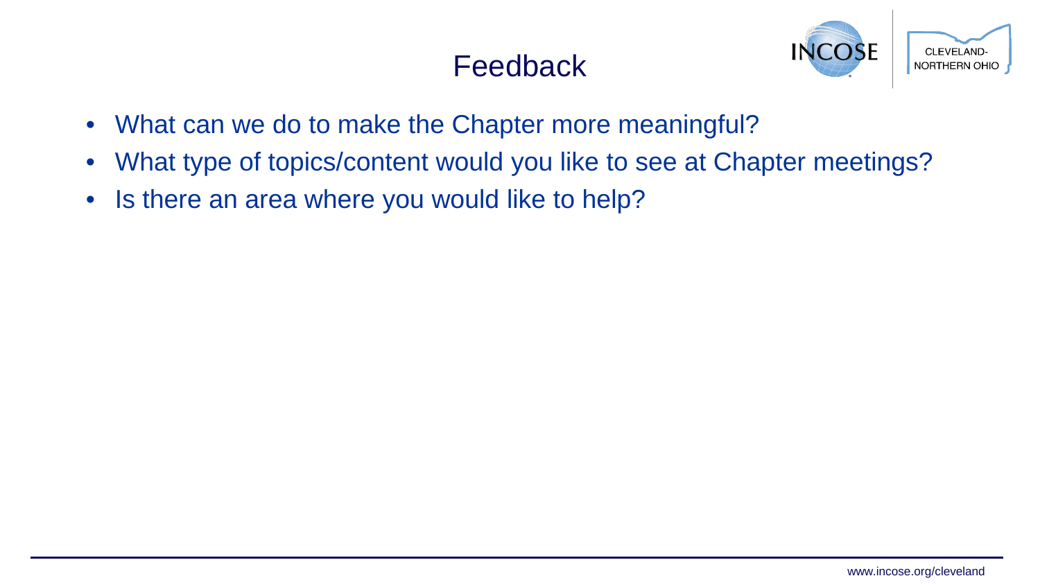# Feedback

- What can we do to make the Chapter more meaningful?
- What type of topics/content would you like to see at Chapter meetings?
- Is there an area where you would like to help?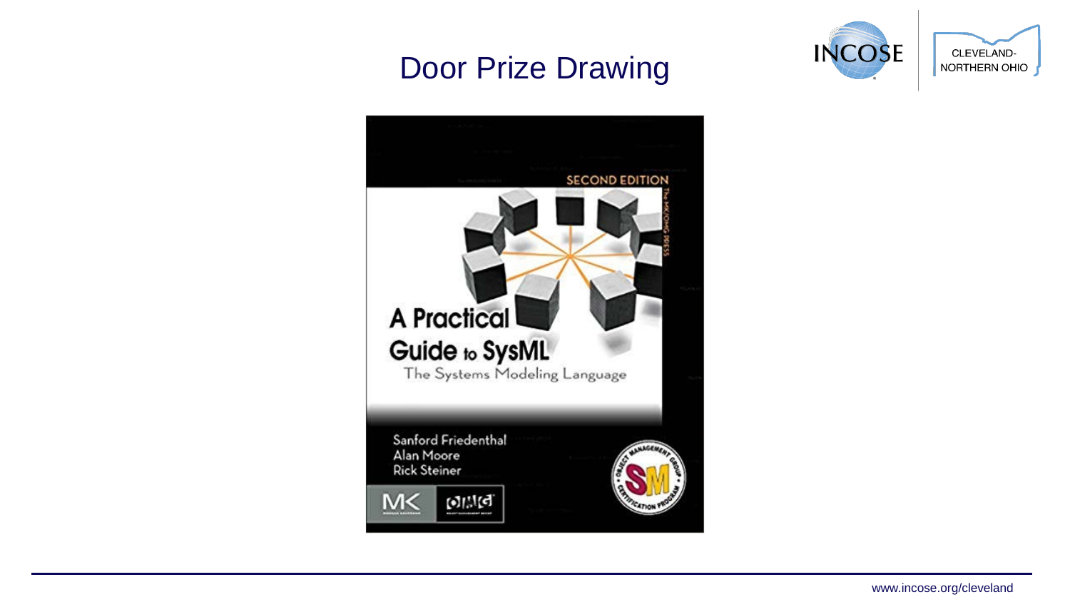# Door Prize Drawing

SECOND EDITION

A Practical Guide to SysML

The Systems Modeling Language

Sanford Friedenthal
Alan Moore
Rick Steiner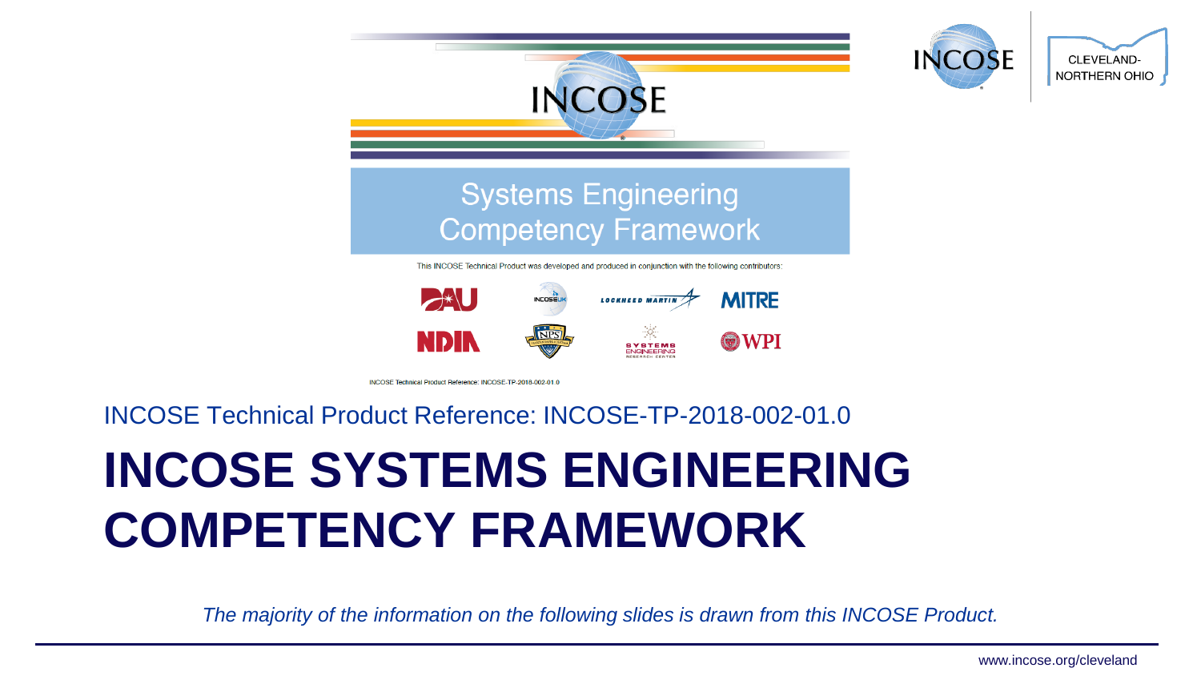INCOSE Technical Product Reference: INCOSE-TP-2018-002-01.0

# INCOSE SYSTEMS ENGINEERING COMPETENCY FRAMEWORK

*The majority of the information on the following slides is drawn from this INCOSE Product.*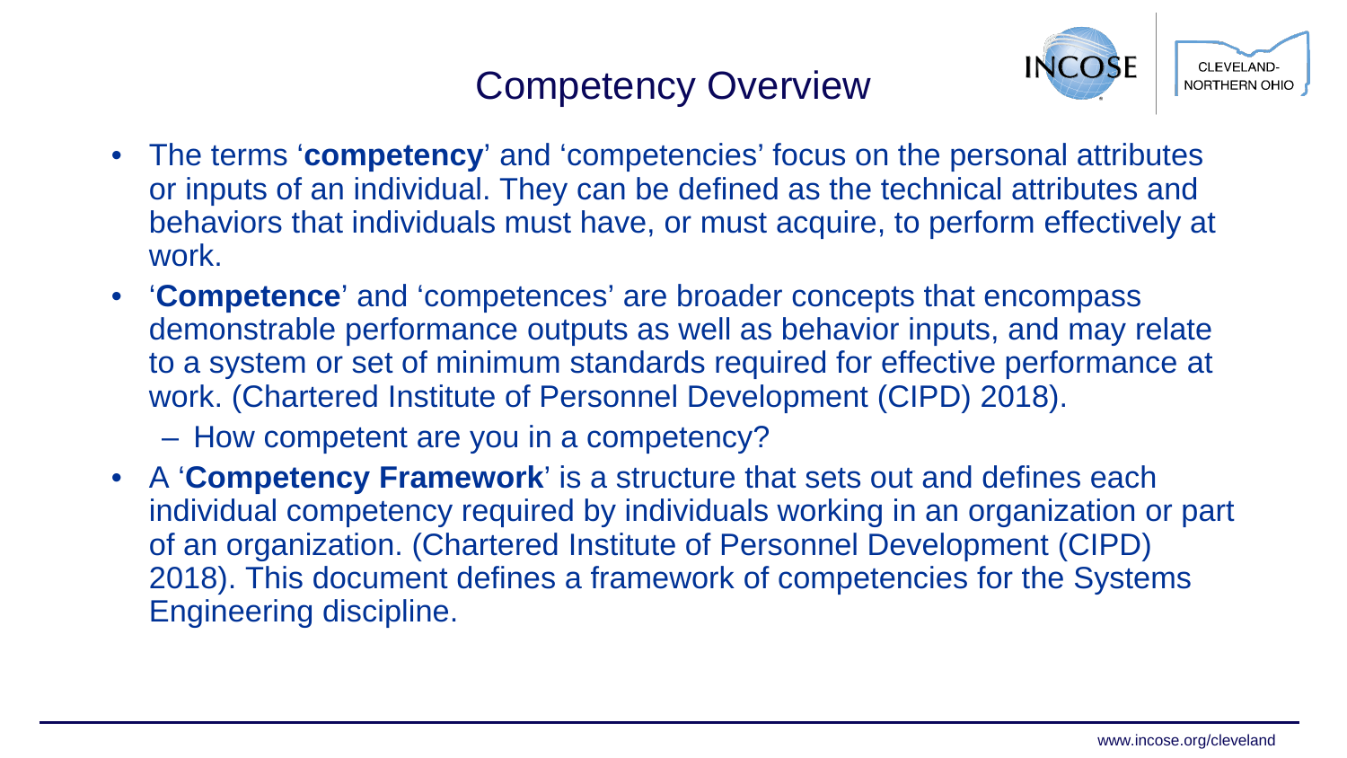# Competency Overview

- The terms '**competency**' and 'competencies' focus on the personal attributes or inputs of an individual. They can be defined as the technical attributes and behaviors that individuals must have, or must acquire, to perform effectively at work.
- '**Competence**' and 'competences' are broader concepts that encompass demonstrable performance outputs as well as behavior inputs, and may relate to a system or set of minimum standards required for effective performance at work. (Chartered Institute of Personnel Development (CIPD) 2018).
  - How competent are you in a competency?
- A '**Competency Framework**' is a structure that sets out and defines each individual competency required by individuals working in an organization or part of an organization. (Chartered Institute of Personnel Development (CIPD) 2018). This document defines a framework of competencies for the Systems Engineering discipline.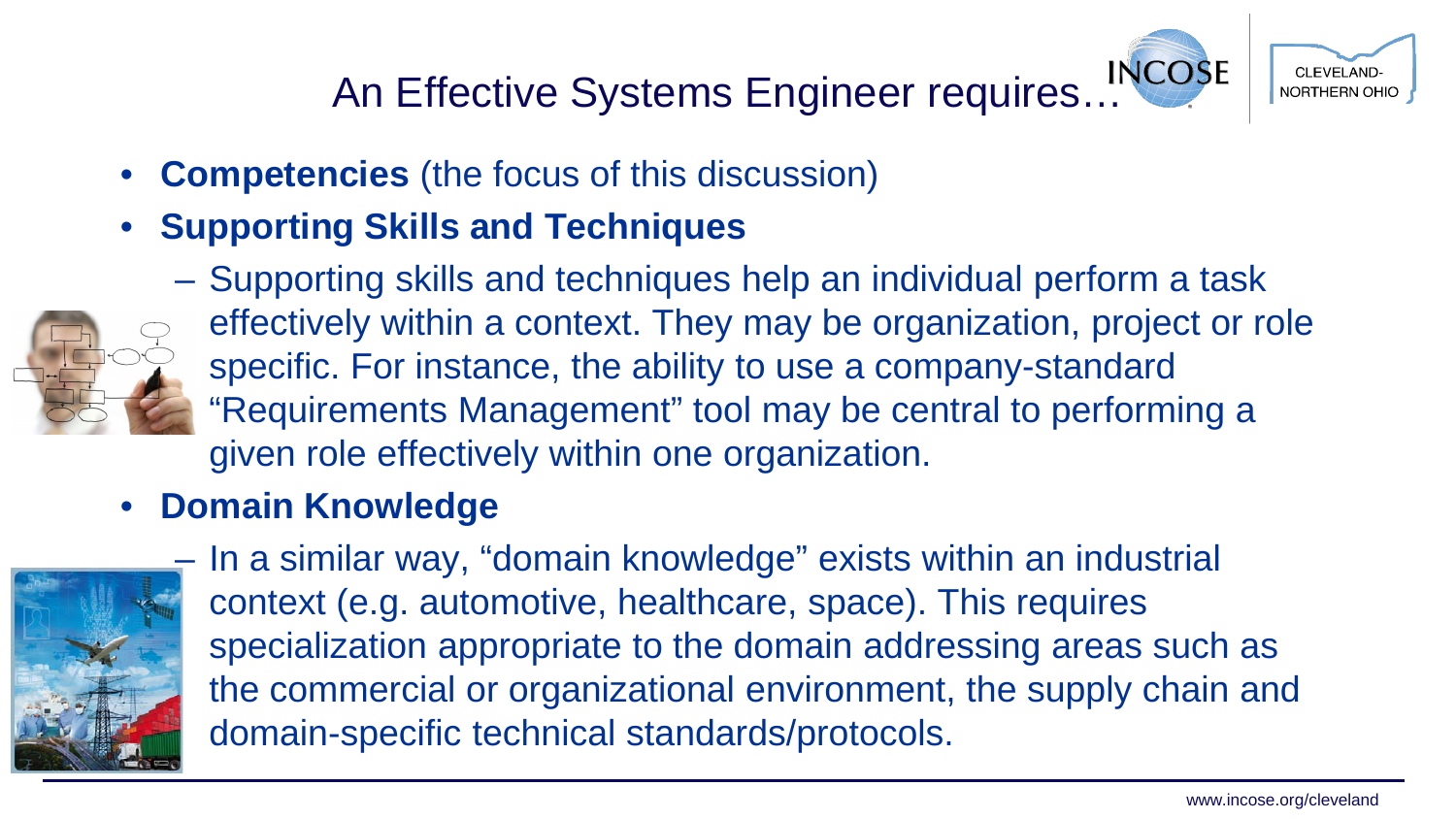# An Effective Systems Engineer requires…

- **Competencies** (the focus of this discussion)
- **Supporting Skills and Techniques**
  - Supporting skills and techniques help an individual perform a task effectively within a context. They may be organization, project or role specific. For instance, the ability to use a company-standard "Requirements Management" tool may be central to performing a given role effectively within one organization.
- **Domain Knowledge**
  - In a similar way, "domain knowledge" exists within an industrial context (e.g. automotive, healthcare, space). This requires specialization appropriate to the domain addressing areas such as the commercial or organizational environment, the supply chain and domain-specific technical standards/protocols.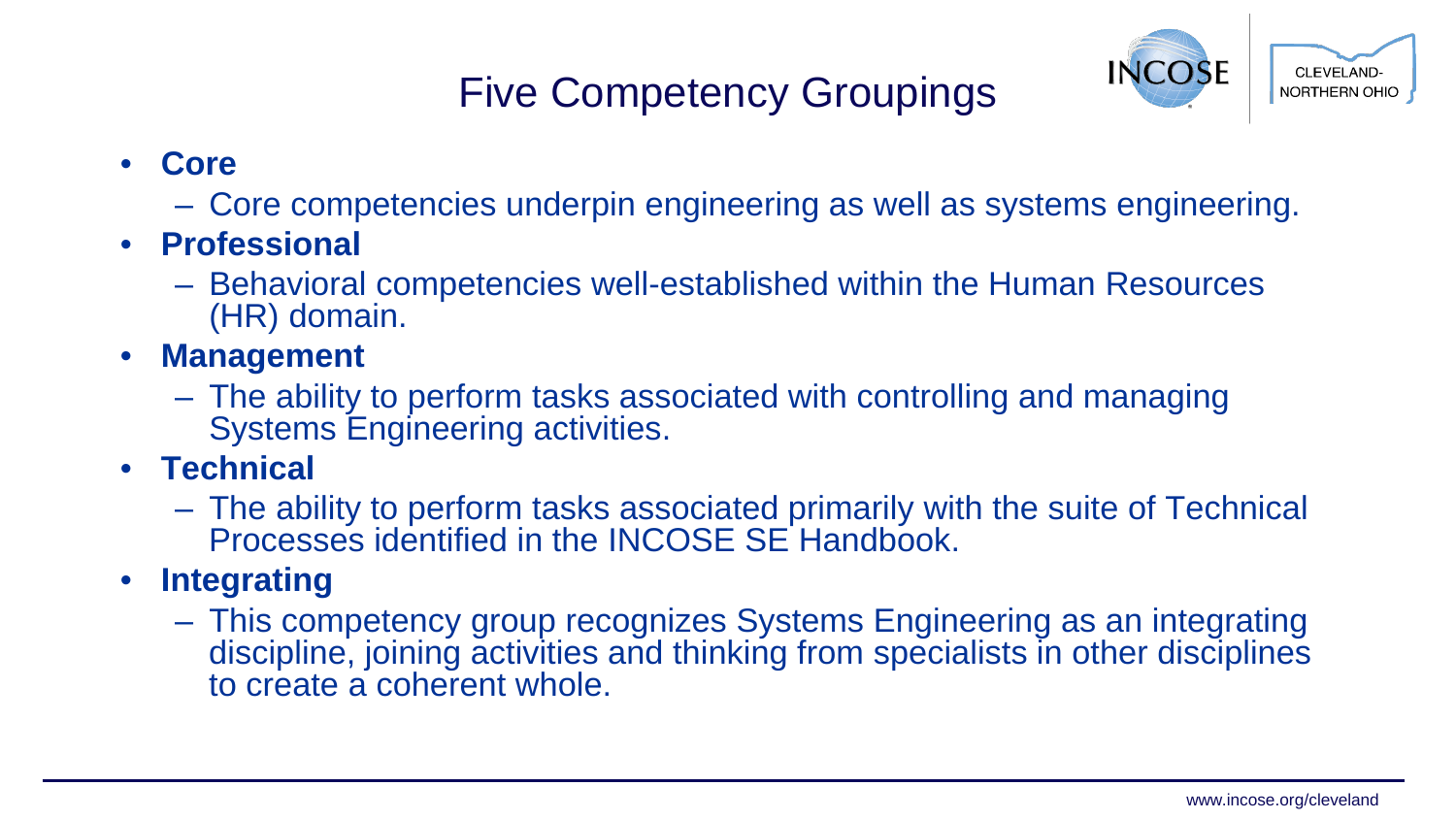# Five Competency Groupings

- **Core**
  - Core competencies underpin engineering as well as systems engineering.
- **Professional**
  - Behavioral competencies well-established within the Human Resources (HR) domain.
- **Management**
  - The ability to perform tasks associated with controlling and managing Systems Engineering activities.
- **Technical**
  - The ability to perform tasks associated primarily with the suite of Technical Processes identified in the INCOSE SE Handbook.
- **Integrating**
  - This competency group recognizes Systems Engineering as an integrating discipline, joining activities and thinking from specialists in other disciplines to create a coherent whole.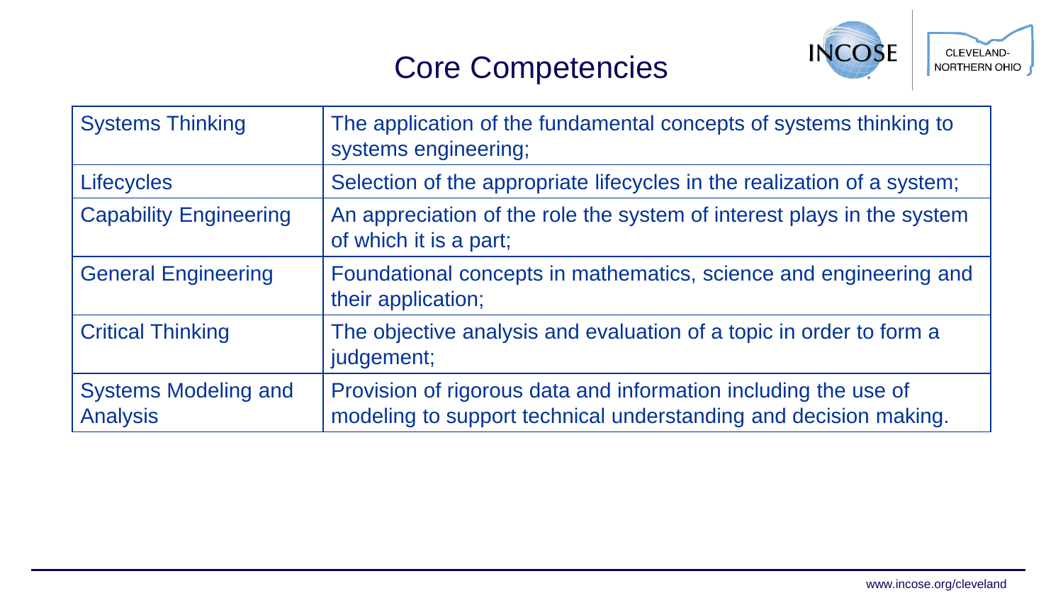# Core Competencies

| | |
|---|---|
| Systems Thinking | The application of the fundamental concepts of systems thinking to systems engineering; |
| Lifecycles | Selection of the appropriate lifecycles in the realization of a system; |
| Capability Engineering | An appreciation of the role the system of interest plays in the system of which it is a part; |
| General Engineering | Foundational concepts in mathematics, science and engineering and their application; |
| Critical Thinking | The objective analysis and evaluation of a topic in order to form a judgement; |
| Systems Modeling and Analysis | Provision of rigorous data and information including the use of modeling to support technical understanding and decision making. |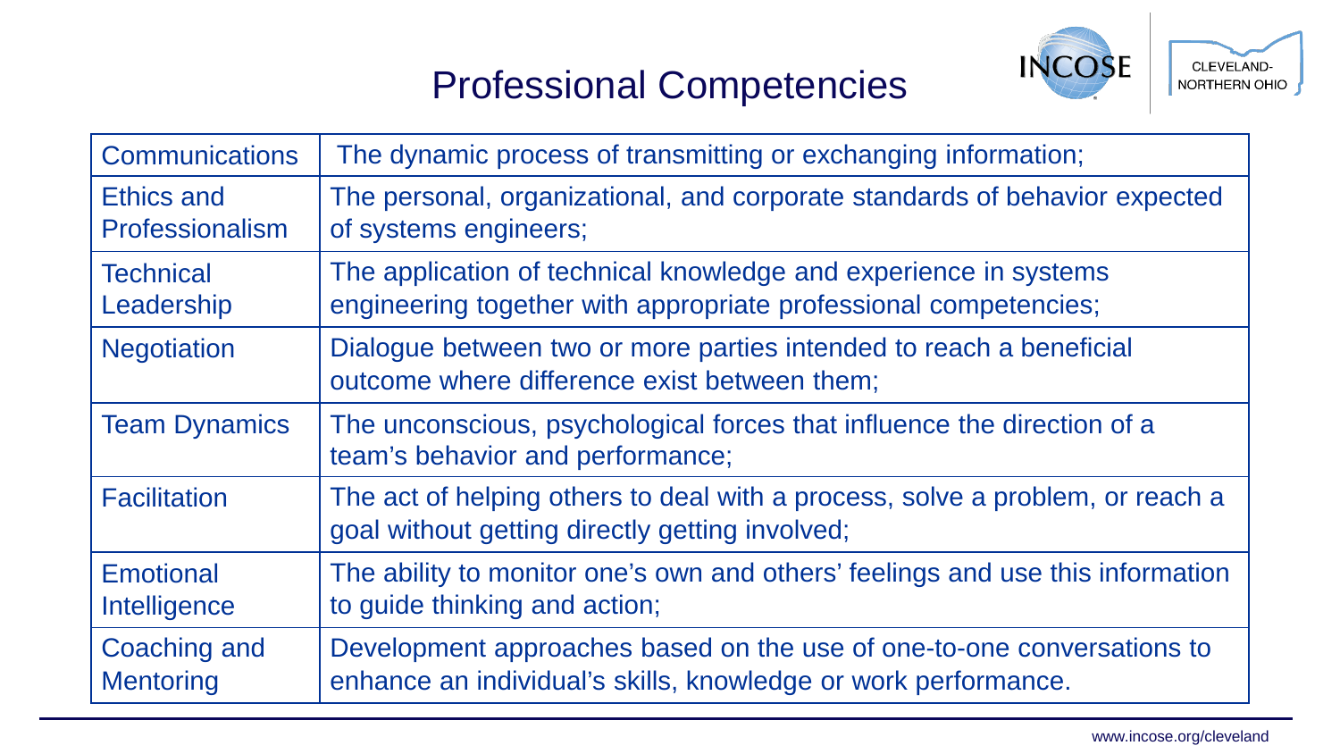# Professional Competencies

| | |
|---|---|
| Communications | The dynamic process of transmitting or exchanging information; |
| Ethics and Professionalism | The personal, organizational, and corporate standards of behavior expected of systems engineers; |
| Technical Leadership | The application of technical knowledge and experience in systems engineering together with appropriate professional competencies; |
| Negotiation | Dialogue between two or more parties intended to reach a beneficial outcome where difference exist between them; |
| Team Dynamics | The unconscious, psychological forces that influence the direction of a team's behavior and performance; |
| Facilitation | The act of helping others to deal with a process, solve a problem, or reach a goal without getting directly getting involved; |
| Emotional Intelligence | The ability to monitor one's own and others' feelings and use this information to guide thinking and action; |
| Coaching and Mentoring | Development approaches based on the use of one-to-one conversations to enhance an individual's skills, knowledge or work performance. |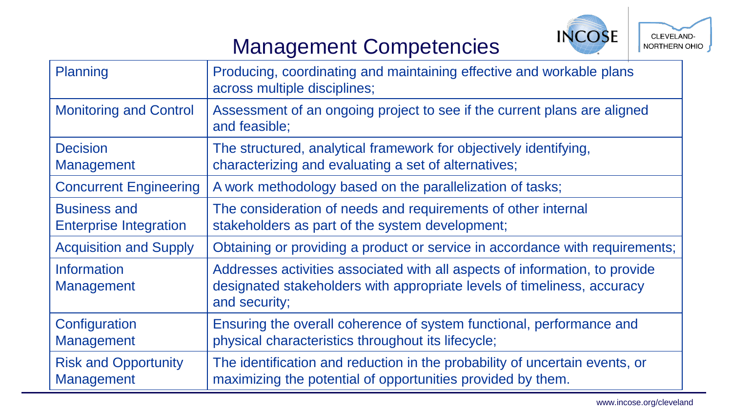# Management Competencies

| | |
|---|---|
| Planning | Producing, coordinating and maintaining effective and workable plans across multiple disciplines; |
| Monitoring and Control | Assessment of an ongoing project to see if the current plans are aligned and feasible; |
| Decision Management | The structured, analytical framework for objectively identifying, characterizing and evaluating a set of alternatives; |
| Concurrent Engineering | A work methodology based on the parallelization of tasks; |
| Business and Enterprise Integration | The consideration of needs and requirements of other internal stakeholders as part of the system development; |
| Acquisition and Supply | Obtaining or providing a product or service in accordance with requirements; |
| Information Management | Addresses activities associated with all aspects of information, to provide designated stakeholders with appropriate levels of timeliness, accuracy and security; |
| Configuration Management | Ensuring the overall coherence of system functional, performance and physical characteristics throughout its lifecycle; |
| Risk and Opportunity Management | The identification and reduction in the probability of uncertain events, or maximizing the potential of opportunities provided by them. |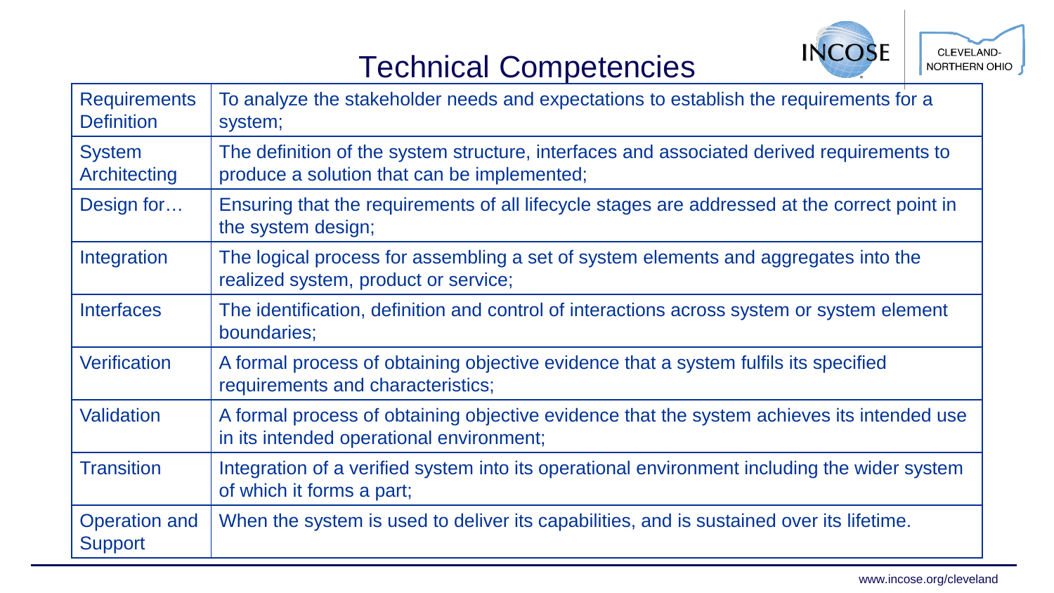# Technical Competencies

| Competency | Description |
| --- | --- |
| Requirements Definition | To analyze the stakeholder needs and expectations to establish the requirements for a system; |
| System Architecting | The definition of the system structure, interfaces and associated derived requirements to produce a solution that can be implemented; |
| Design for… | Ensuring that the requirements of all lifecycle stages are addressed at the correct point in the system design; |
| Integration | The logical process for assembling a set of system elements and aggregates into the realized system, product or service; |
| Interfaces | The identification, definition and control of interactions across system or system element boundaries; |
| Verification | A formal process of obtaining objective evidence that a system fulfils its specified requirements and characteristics; |
| Validation | A formal process of obtaining objective evidence that the system achieves its intended use in its intended operational environment; |
| Transition | Integration of a verified system into its operational environment including the wider system of which it forms a part; |
| Operation and Support | When the system is used to deliver its capabilities, and is sustained over its lifetime. |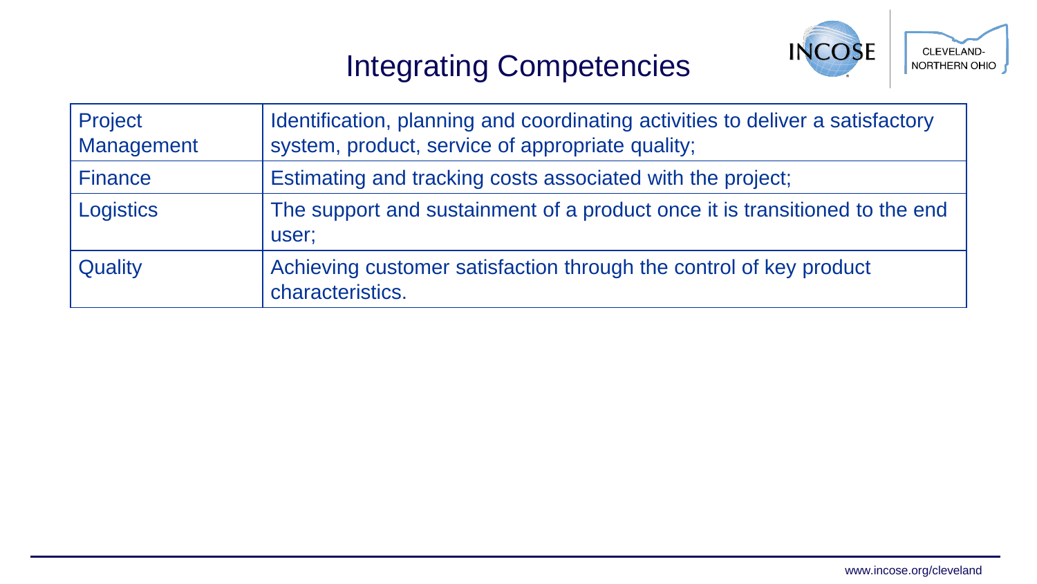# Integrating Competencies

| | |
|---|---|
| Project Management | Identification, planning and coordinating activities to deliver a satisfactory system, product, service of appropriate quality; |
| Finance | Estimating and tracking costs associated with the project; |
| Logistics | The support and sustainment of a product once it is transitioned to the end user; |
| Quality | Achieving customer satisfaction through the control of key product characteristics. |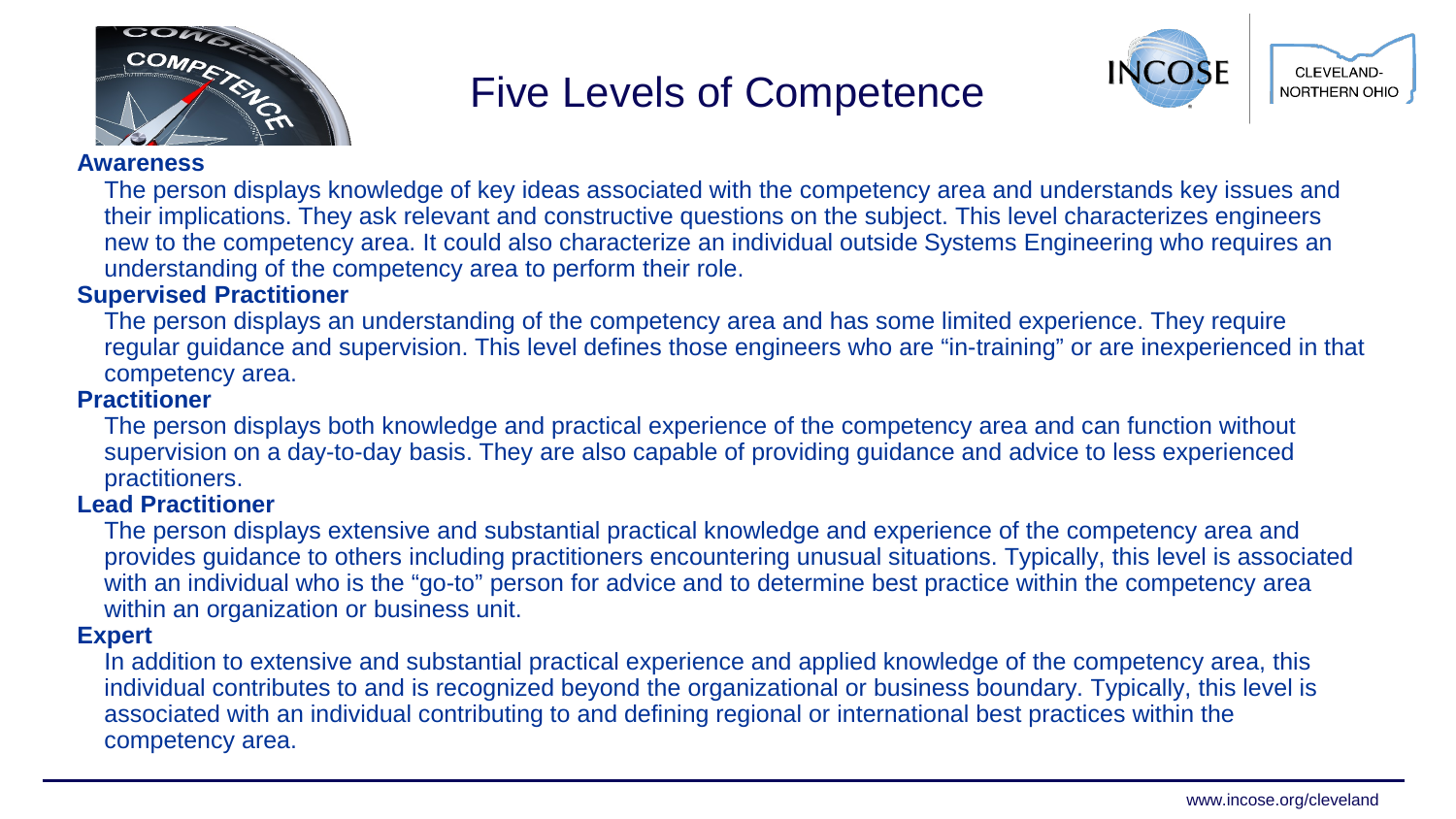# Five Levels of Competence

**Awareness**

The person displays knowledge of key ideas associated with the competency area and understands key issues and their implications. They ask relevant and constructive questions on the subject. This level characterizes engineers new to the competency area. It could also characterize an individual outside Systems Engineering who requires an understanding of the competency area to perform their role.

**Supervised Practitioner**

The person displays an understanding of the competency area and has some limited experience. They require regular guidance and supervision. This level defines those engineers who are "in-training" or are inexperienced in that competency area.

**Practitioner**

The person displays both knowledge and practical experience of the competency area and can function without supervision on a day-to-day basis. They are also capable of providing guidance and advice to less experienced practitioners.

**Lead Practitioner**

The person displays extensive and substantial practical knowledge and experience of the competency area and provides guidance to others including practitioners encountering unusual situations. Typically, this level is associated with an individual who is the "go-to" person for advice and to determine best practice within the competency area within an organization or business unit.

**Expert**

In addition to extensive and substantial practical experience and applied knowledge of the competency area, this individual contributes to and is recognized beyond the organizational or business boundary. Typically, this level is associated with an individual contributing to and defining regional or international best practices within the competency area.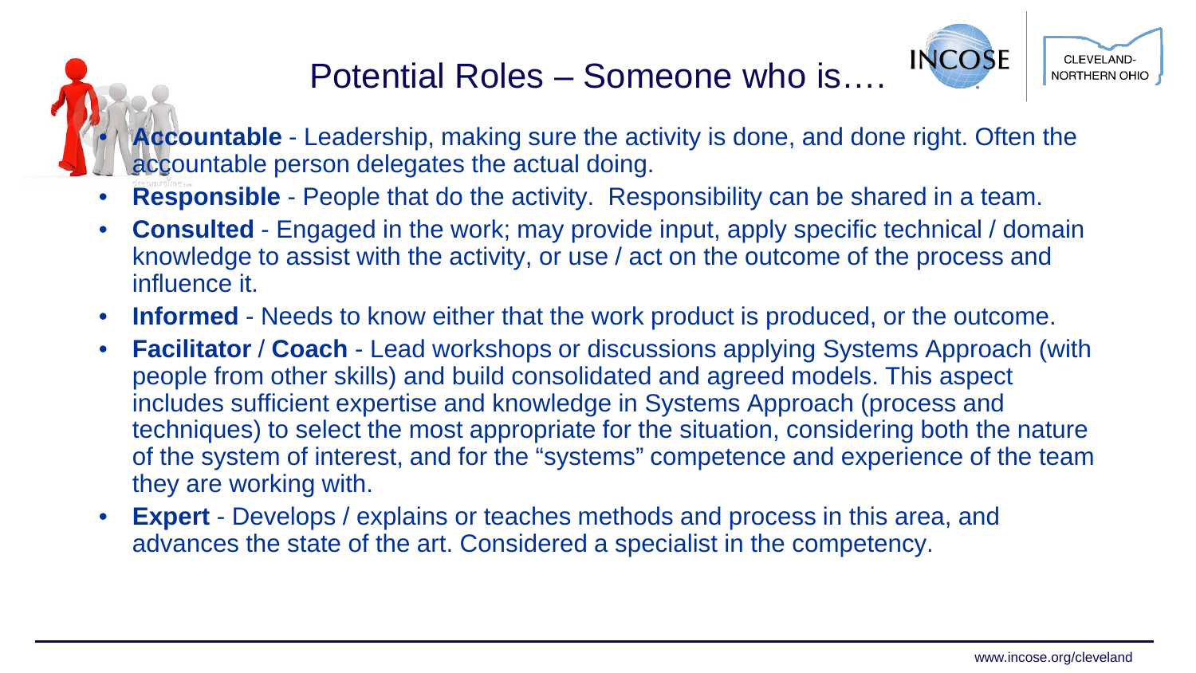# Potential Roles – Someone who is….

- **Accountable** - Leadership, making sure the activity is done, and done right. Often the accountable person delegates the actual doing.
- **Responsible** - People that do the activity. Responsibility can be shared in a team.
- **Consulted** - Engaged in the work; may provide input, apply specific technical / domain knowledge to assist with the activity, or use / act on the outcome of the process and influence it.
- **Informed** - Needs to know either that the work product is produced, or the outcome.
- **Facilitator** / **Coach** - Lead workshops or discussions applying Systems Approach (with people from other skills) and build consolidated and agreed models. This aspect includes sufficient expertise and knowledge in Systems Approach (process and techniques) to select the most appropriate for the situation, considering both the nature of the system of interest, and for the "systems" competence and experience of the team they are working with.
- **Expert** - Develops / explains or teaches methods and process in this area, and advances the state of the art. Considered a specialist in the competency.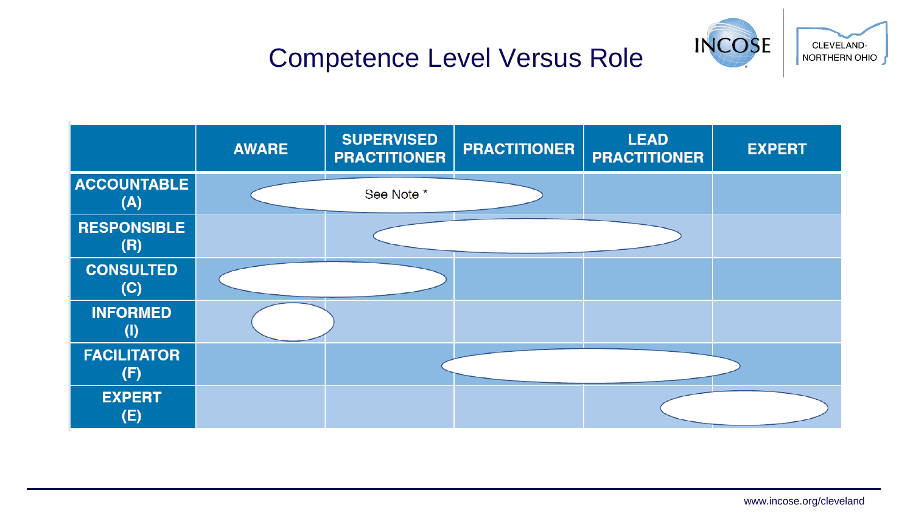# Competence Level Versus Role

| | AWARE | SUPERVISED PRACTITIONER | PRACTITIONER | LEAD PRACTITIONER | EXPERT |
|---|---|---|---|---|---|
| ACCOUNTABLE (A) | See Note * | | | | |
| RESPONSIBLE (R) | | | | | |
| CONSULTED (C) | | | | | |
| INFORMED (I) | | | | | |
| FACILITATOR (F) | | | | | |
| EXPERT (E) | | | | | |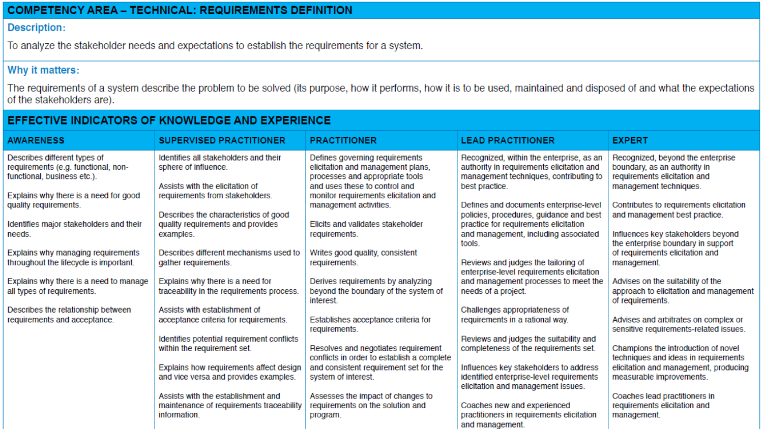## COMPETENCY AREA – TECHNICAL: REQUIREMENTS DEFINITION

### Description:

To analyze the stakeholder needs and expectations to establish the requirements for a system.

### Why it matters:

The requirements of a system describe the problem to be solved (its purpose, how it performs, how it is to be used, maintained and disposed of and what the expectations of the stakeholders are).

### EFFECTIVE INDICATORS OF KNOWLEDGE AND EXPERIENCE

| AWARENESS | SUPERVISED PRACTITIONER | PRACTITIONER | LEAD PRACTITIONER | EXPERT |
|---|---|---|---|---|
| Describes different types of requirements (e.g. functional, non-functional, business etc.). | Identifies all stakeholders and their sphere of influence. | Defines governing requirements elicitation and management plans, processes and appropriate tools and uses these to control and monitor requirements elicitation and management activities. | Recognized, within the enterprise, as an authority in requirements elicitation and management techniques, contributing to best practice. | Recognized, beyond the enterprise boundary, as an authority in requirements elicitation and management techniques. |
| Explains why there is a need for good quality requirements. | Assists with the elicitation of requirements from stakeholders. | Elicits and validates stakeholder requirements. | Defines and documents enterprise-level policies, procedures, guidance and best practice for requirements elicitation and management, including associated tools. | Contributes to requirements elicitation and management best practice. |
| Identifies major stakeholders and their needs. | Describes the characteristics of good quality requirements and provides examples. | Writes good quality, consistent requirements. | Reviews and judges the tailoring of enterprise-level requirements elicitation and management processes to meet the needs of a project. | Influences key stakeholders beyond the enterprise boundary in support of requirements elicitation and management. |
| Explains why managing requirements throughout the lifecycle is important. | Describes different mechanisms used to gather requirements. | Derives requirements by analyzing beyond the boundary of the system of interest. | Challenges appropriateness of requirements in a rational way. | Advises on the suitability of the approach to elicitation and management of requirements. |
| Explains why there is a need to manage all types of requirements. | Explains why there is a need for traceability in the requirements process. | Establishes acceptance criteria for requirements. | Reviews and judges the suitability and completeness of the requirements set. | Advises and arbitrates on complex or sensitive requirements-related issues. |
| Describes the relationship between requirements and acceptance. | Assists with establishment of acceptance criteria for requirements. | Resolves and negotiates requirement conflicts in order to establish a complete and consistent requirement set for the system of interest. | Influences key stakeholders to address identified enterprise-level requirements elicitation and management issues. | Champions the introduction of novel techniques and ideas in requirements elicitation and management, producing measurable improvements. |
| | Identifies potential requirement conflicts within the requirement set. | Assesses the impact of changes to requirements on the solution and program. | Coaches new and experienced practitioners in requirements elicitation and management. | Coaches lead practitioners in requirements elicitation and management. |
| | Explains how requirements affect design and vice versa and provides examples. | | | |
| | Assists with the establishment and maintenance of requirements traceability information. | | | |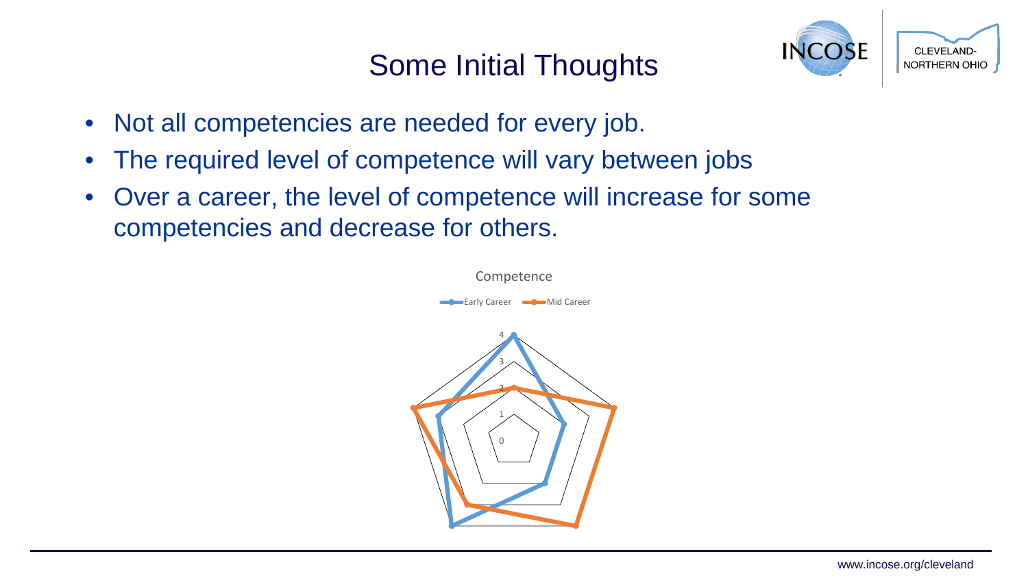# Some Initial Thoughts

- Not all competencies are needed for every job.
- The required level of competence will vary between jobs
- Over a career, the level of competence will increase for some competencies and decrease for others.

Competence

Early Career  Mid Career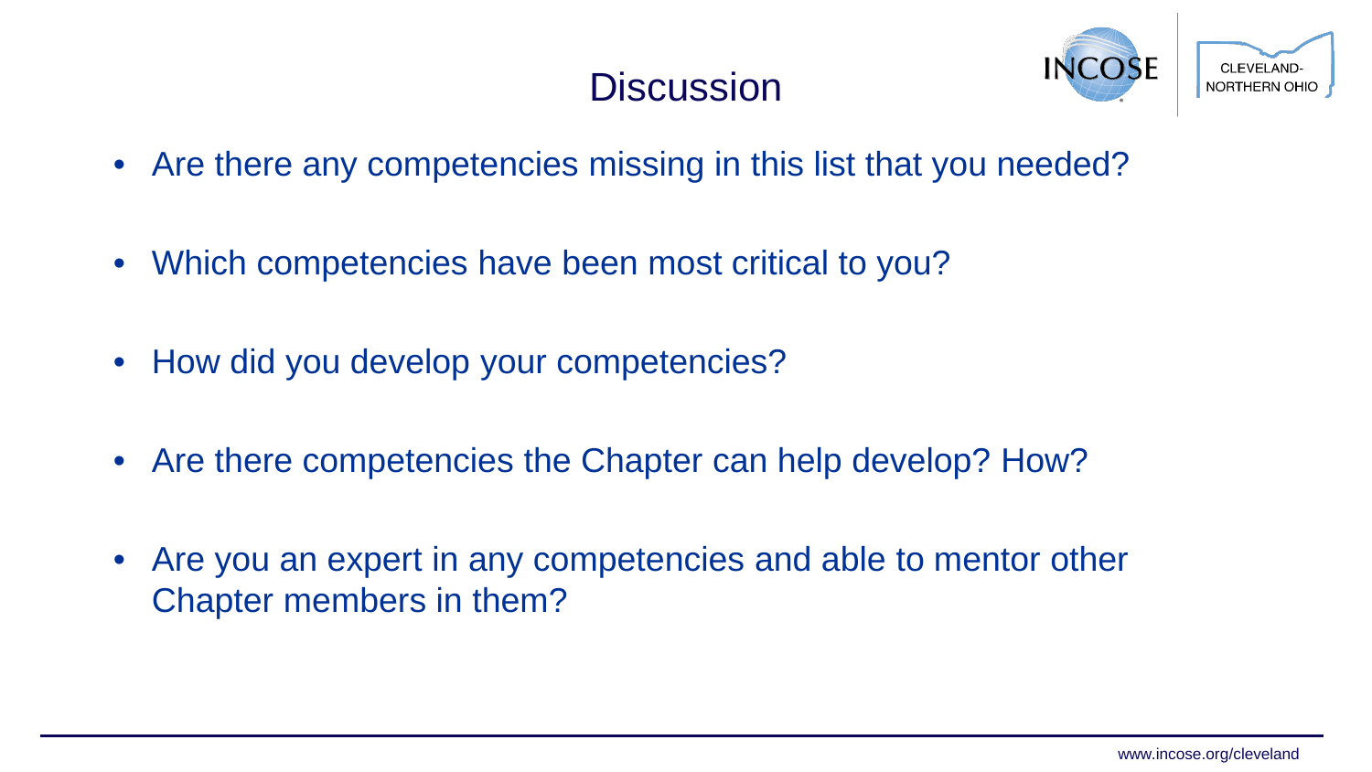# Discussion

- Are there any competencies missing in this list that you needed?
- Which competencies have been most critical to you?
- How did you develop your competencies?
- Are there competencies the Chapter can help develop? How?
- Are you an expert in any competencies and able to mentor other Chapter members in them?